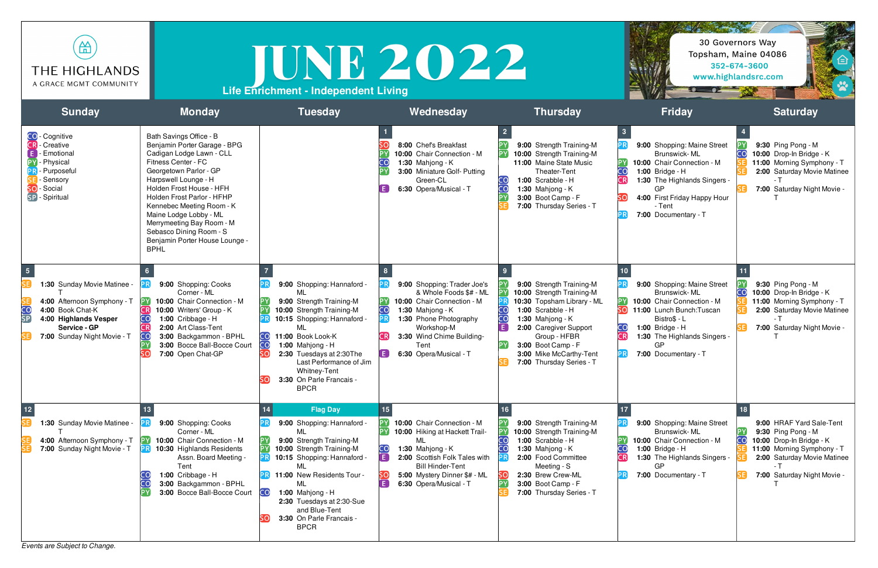THE HIGHLANDS
A GRACE MGMT COMMUNITY

# JUNE 2022

## Life Enrichment - Independent Living

30 Governors Way
Topsham, Maine 04086
352-674-3600
www.highlandsrc.com

| Sunday | Monday | Tuesday | Wednesday | Thursday | Friday | Saturday |
|---|---|---|---|---|---|---|
| CO - Cognitive<br>CR - Creative<br>E - Emotional<br>PY - Physical<br>PR - Purposeful<br>SE - Sensory<br>SO - Social<br>SP - Spiritual | Bath Savings Office - B<br>Benjamin Porter Garage - BPG<br>Cadigan Lodge Lawn - CLL<br>Fitness Center - FC<br>Georgetown Parlor - GP<br>Harpswell Lounge - H<br>Holden Frost House - HFH<br>Holden Frost Parlor - HFHP<br>Kennebec Meeting Room - K<br>Maine Lodge Lobby - ML<br>Merrymeeting Bay Room - M<br>Sebasco Dining Room - S<br>Benjamin Porter House Lounge - BPHL | | **1**<br>SO **8:00** Chef's Breakfast<br>PY **10:00** Chair Connection - M<br>CO **1:30** Mahjong - K<br>PY **3:00** Miniature Golf- Putting Green-CL<br>E **6:30** Opera/Musical - T | **2**<br>PY **9:00** Strength Training-M<br>PY **10:00** Strength Training-M<br>**11:00** Maine State Music Theater-Tent<br>CO **1:00** Scrabble - H<br>CO **1:30** Mahjong - K<br>PY **3:00** Boot Camp - F<br>SE **7:00** Thursday Series - T | **3**<br>PR **9:00** Shopping: Maine Street Brunswick- ML<br>PY **10:00** Chair Connection - M<br>CO **1:00** Bridge - H<br>CR **1:30** The Highlands Singers - GP<br>SO **4:00** First Friday Happy Hour - Tent<br>PR **7:00** Documentary - T | **4**<br>PY **9:30** Ping Pong - M<br>CO **10:00** Drop-In Bridge - K<br>SE **11:00** Morning Symphony - T<br>SE **2:00** Saturday Movie Matinee - T<br>SE **7:00** Saturday Night Movie - T |
| **5**<br>SE **1:30** Sunday Movie Matinee - T<br>SE **4:00** Afternoon Symphony - T<br>CO **4:00** Book Chat-K<br>SP **4:00** **Highlands Vesper Service - GP**<br>SE **7:00** Sunday Night Movie - T | **6**<br>PR **9:00** Shopping: Cooks Corner - ML<br>PY **10:00** Chair Connection - M<br>CR **10:00** Writers' Group - K<br>CO **1:00** Cribbage - H<br>CR **2:00** Art Class-Tent<br>CO **3:00** Backgammon - BPHL<br>PY **3:00** Bocce Ball-Bocce Court<br>SO **7:00** Open Chat-GP | **7**<br>PR **9:00** Shopping: Hannaford - ML<br>PY **9:00** Strength Training-M<br>PY **10:00** Strength Training-M<br>PR **10:15** Shopping: Hannaford - ML<br>CO **11:00** Book Look-K<br>CO **1:00** Mahjong - H<br>SO **2:30** Tuesdays at 2:30The Last Performance of Jim Whitney-Tent<br>SO **3:30** On Parle Francais - BPCR | **8**<br>PR **9:00** Shopping: Trader Joe's & Whole Foods $# - ML<br>PY **10:00** Chair Connection - M<br>CO **1:30** Mahjong - K<br>PR **1:30** Phone Photography Workshop-M<br>CR **3:30** Wind Chime Building-Tent<br>E **6:30** Opera/Musical - T | **9**<br>PY **9:00** Strength Training-M<br>PY **10:00** Strength Training-M<br>PR **10:30** Topsham Library - ML<br>CO **1:00** Scrabble - H<br>CO **1:30** Mahjong - K<br>E **2:00** Caregiver Support Group - HFBR<br>PY **3:00** Boot Camp - F<br>**3:00** Mike McCarthy-Tent<br>SE **7:00** Thursday Series - T | **10**<br>PR **9:00** Shopping: Maine Street Brunswick- ML<br>PY **10:00** Chair Connection - M<br>SO **11:00** Lunch Bunch:Tuscan Bistro$ - L<br>CO **1:00** Bridge - H<br>CR **1:30** The Highlands Singers - GP<br>PR **7:00** Documentary - T | **11**<br>PY **9:30** Ping Pong - M<br>CO **10:00** Drop-In Bridge - K<br>SE **11:00** Morning Symphony - T<br>SE **2:00** Saturday Movie Matinee - T<br>SE **7:00** Saturday Night Movie - T |
| **12**<br>SE **1:30** Sunday Movie Matinee - T<br>SE **4:00** Afternoon Symphony - T<br>SE **7:00** Sunday Night Movie - T | **13**<br>PR **9:00** Shopping: Cooks Corner - ML<br>PY **10:00** Chair Connection - M<br>PR **10:30** Highlands Residents Assn. Board Meeting - Tent<br>CO **1:00** Cribbage - H<br>CO **3:00** Backgammon - BPHL<br>PY **3:00** Bocce Ball-Bocce Court | **14** **Flag Day**<br>PR **9:00** Shopping: Hannaford - ML<br>PY **9:00** Strength Training-M<br>PY **10:00** Strength Training-M<br>PR **10:15** Shopping: Hannaford - ML<br>PR **11:00** New Residents Tour - ML<br>CO **1:00** Mahjong - H<br>**2:30** Tuesdays at 2:30-Sue and Blue-Tent<br>SO **3:30** On Parle Francais - BPCR | **15**<br>PY **10:00** Chair Connection - M<br>PY **10:00** Hiking at Hackett Trail- ML<br>CO **1:30** Mahjong - K<br>E **2:00** Scottish Folk Tales with Bill Hinder-Tent<br>SO **5:00** Mystery Dinner $# - ML<br>E **6:30** Opera/Musical - T | **16**<br>PY **9:00** Strength Training-M<br>PY **10:00** Strength Training-M<br>CO **1:00** Scrabble - H<br>CO **1:30** Mahjong - K<br>PR **2:00** Food Committee Meeting - S<br>SO **2:30** Brew Crew-ML<br>PY **3:00** Boot Camp - F<br>SE **7:00** Thursday Series - T | **17**<br>PR **9:00** Shopping: Maine Street Brunswick- ML<br>PY **10:00** Chair Connection - M<br>CO **1:00** Bridge - H<br>CR **1:30** The Highlands Singers - GP<br>PR **7:00** Documentary - T | **18**<br>**9:00** HRAF Yard Sale-Tent<br>PY **9:30** Ping Pong - M<br>CO **10:00** Drop-In Bridge - K<br>SE **11:00** Morning Symphony - T<br>SE **2:00** Saturday Movie Matinee - T<br>SE **7:00** Saturday Night Movie - T |

*Events are Subject to Change.*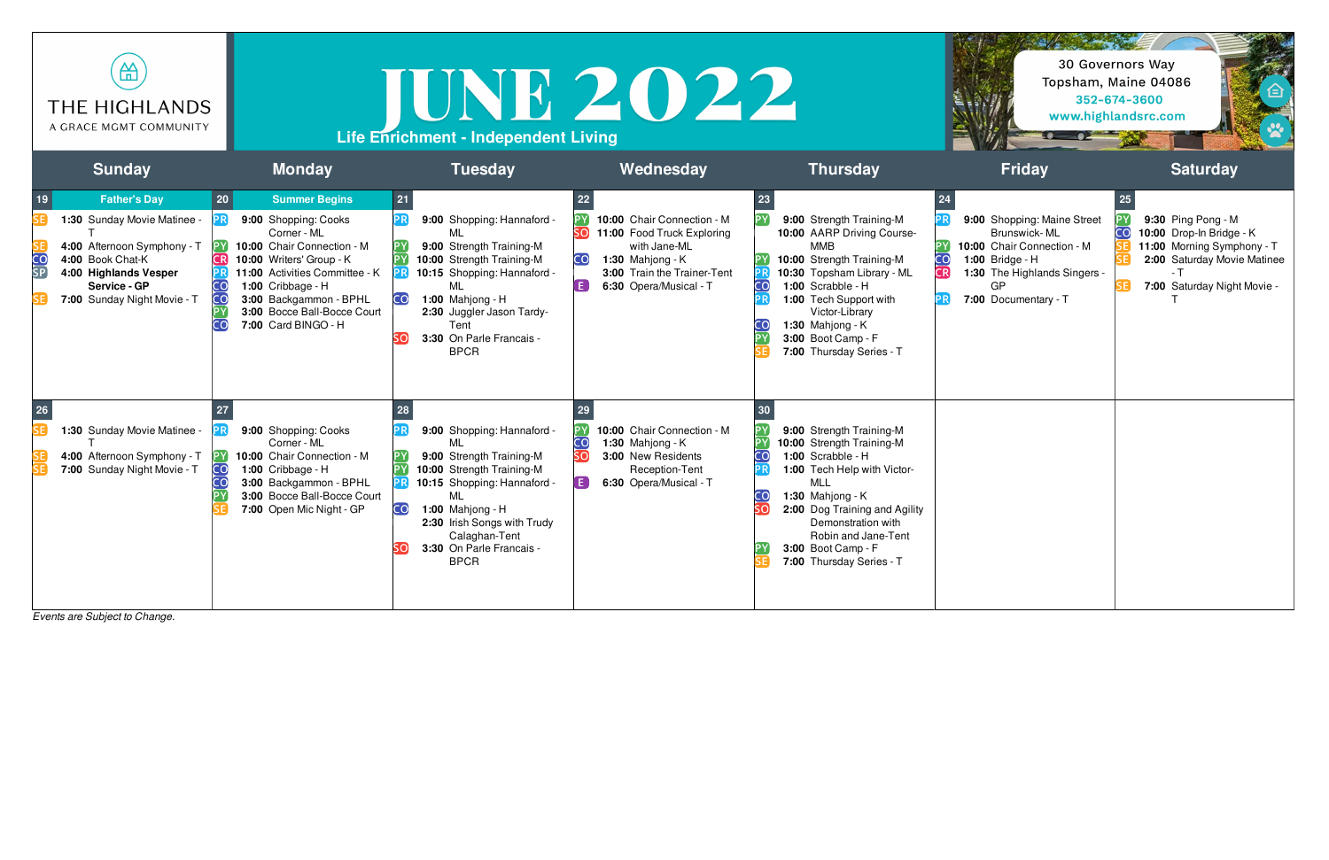THE HIGHLANDS
A GRACE MGMT COMMUNITY

# JUNE 2022

Life Enrichment - Independent Living

30 Governors Way
Topsham, Maine 04086
352-674-3600
www.highlandsrc.com

| Sunday | Monday | Tuesday | Wednesday | Thursday | Friday | Saturday |
|---|---|---|---|---|---|---|
| **19** **Father's Day**<br>SE **1:30** Sunday Movie Matinee - T<br>SE **4:00** Afternoon Symphony - T<br>CO **4:00** Book Chat-K<br>SP **4:00 Highlands Vesper Service - GP**<br>SE **7:00** Sunday Night Movie - T | **20** **Summer Begins**<br>PR **9:00** Shopping: Cooks Corner - ML<br>PY **10:00** Chair Connection - M<br>CR **10:00** Writers' Group - K<br>PR **11:00** Activities Committee - K<br>CO **1:00** Cribbage - H<br>CO **3:00** Backgammon - BPHL<br>PY **3:00** Bocce Ball-Bocce Court<br>CO **7:00** Card BINGO - H | **21**<br>PR **9:00** Shopping: Hannaford - ML<br>PY **9:00** Strength Training-M<br>PY **10:00** Strength Training-M<br>PR **10:15** Shopping: Hannaford - ML<br>CO **1:00** Mahjong - H<br>**2:30** Juggler Jason Tardy-Tent<br>SO **3:30** On Parle Francais - BPCR | **22**<br>PY **10:00** Chair Connection - M<br>SO **11:00** Food Truck Exploring with Jane-ML<br>CO **1:30** Mahjong - K<br>**3:00** Train the Trainer-Tent<br>E **6:30** Opera/Musical - T | **23**<br>PY **9:00** Strength Training-M<br>**10:00** AARP Driving Course-MMB<br>PY **10:00** Strength Training-M<br>PR **10:30** Topsham Library - ML<br>CO **1:00** Scrabble - H<br>PR **1:00** Tech Support with Victor-Library<br>CO **1:30** Mahjong - K<br>PY **3:00** Boot Camp - F<br>SE **7:00** Thursday Series - T | **24**<br>PR **9:00** Shopping: Maine Street Brunswick- ML<br>PY **10:00** Chair Connection - M<br>CO **1:00** Bridge - H<br>CR **1:30** The Highlands Singers - GP<br>PR **7:00** Documentary - T | **25**<br>PY **9:30** Ping Pong - M<br>CO **10:00** Drop-In Bridge - K<br>SE **11:00** Morning Symphony - T<br>SE **2:00** Saturday Movie Matinee - T<br>SE **7:00** Saturday Night Movie - T |
| **26**<br>SE **1:30** Sunday Movie Matinee - T<br>SE **4:00** Afternoon Symphony - T<br>SE **7:00** Sunday Night Movie - T | **27**<br>PR **9:00** Shopping: Cooks Corner - ML<br>PY **10:00** Chair Connection - M<br>CO **1:00** Cribbage - H<br>CO **3:00** Backgammon - BPHL<br>PY **3:00** Bocce Ball-Bocce Court<br>SE **7:00** Open Mic Night - GP | **28**<br>PR **9:00** Shopping: Hannaford - ML<br>PY **9:00** Strength Training-M<br>PY **10:00** Strength Training-M<br>PR **10:15** Shopping: Hannaford - ML<br>CO **1:00** Mahjong - H<br>**2:30** Irish Songs with Trudy Calaghan-Tent<br>SO **3:30** On Parle Francais - BPCR | **29**<br>PY **10:00** Chair Connection - M<br>CO **1:30** Mahjong - K<br>SO **3:00** New Residents Reception-Tent<br>E **6:30** Opera/Musical - T | **30**<br>PY **9:00** Strength Training-M<br>PY **10:00** Strength Training-M<br>CO **1:00** Scrabble - H<br>PR **1:00** Tech Help with Victor-MLL<br>CO **1:30** Mahjong - K<br>SO **2:00** Dog Training and Agility Demonstration with Robin and Jane-Tent<br>PY **3:00** Boot Camp - F<br>SE **7:00** Thursday Series - T | | |

*Events are Subject to Change.*